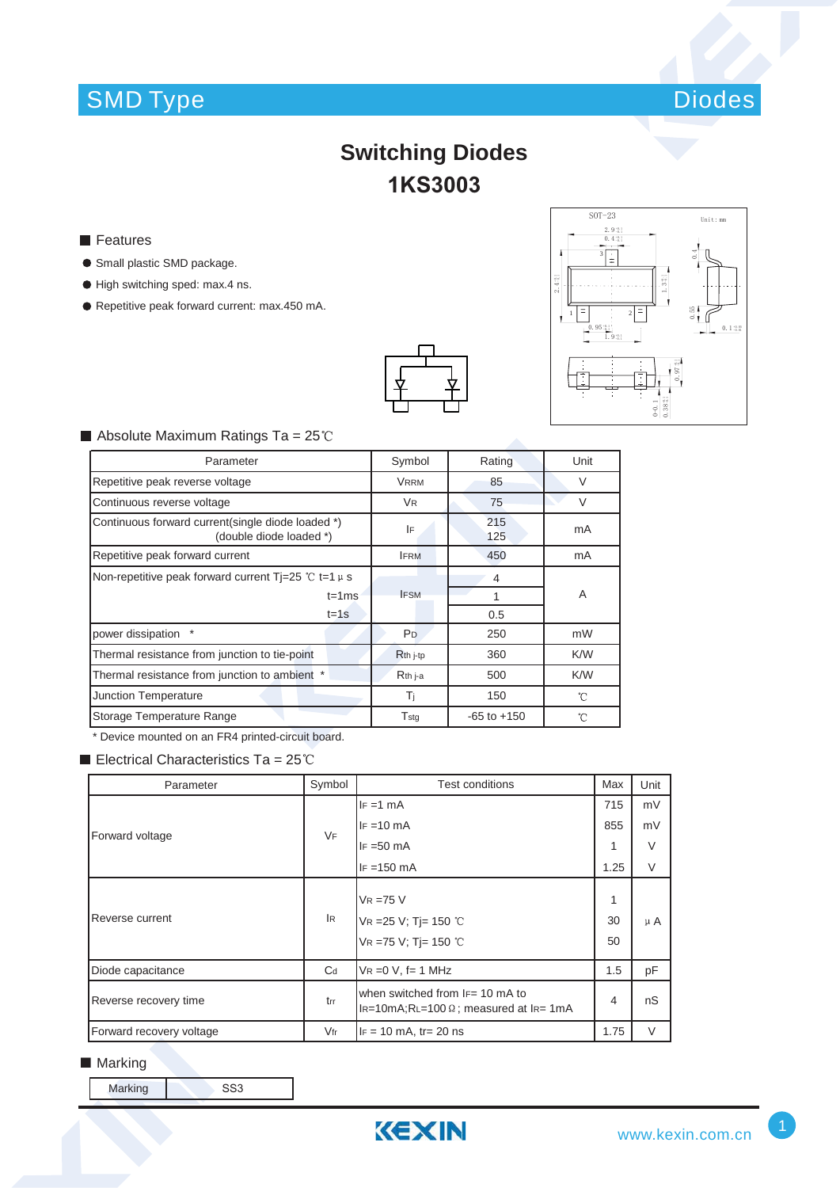SMD Type Diodes

# Switching Diodes
# 1KS3003

## Features

- Small plastic SMD package.
- High switching sped: max.4 ns.
- Repetitive peak forward current: max.450 mA.

## Absolute Maximum Ratings Ta = 25℃

| Parameter | Symbol | Rating | Unit |
|---|---|---|---|
| Repetitive peak reverse voltage | $V_{RRM}$ | 85 | V |
| Continuous reverse voltage | $V_R$ | 75 | V |
| Continuous forward current(single diode loaded *) (double diode loaded *) | $I_F$ | 215<br>125 | mA |
| Repetitive peak forward current | $I_{FRM}$ | 450 | mA |
| Non-repetitive peak forward current Tj=25 ℃ t=1 μs | $I_{FSM}$ | 4 | A |
| t=1ms | | 1 | |
| t=1s | | 0.5 | |
| power dissipation * | $P_D$ | 250 | mW |
| Thermal resistance from junction to tie-point | $R_{th\ j\text{-}tp}$ | 360 | K/W |
| Thermal resistance from junction to ambient * | $R_{th\ j\text{-}a}$ | 500 | K/W |
| Junction Temperature | $T_j$ | 150 | ℃ |
| Storage Temperature Range | $T_{stg}$ | -65 to +150 | ℃ |

* Device mounted on an FR4 printed-circuit board.

## Electrical Characteristics Ta = 25℃

| Parameter | Symbol | Test conditions | Max | Unit |
|---|---|---|---|---|
| Forward voltage | $V_F$ | $I_F$ =1 mA | 715 | mV |
| | | $I_F$ =10 mA | 855 | mV |
| | | $I_F$ =50 mA | 1 | V |
| | | $I_F$ =150 mA | 1.25 | V |
| Reverse current | $I_R$ | $V_R$ =75 V | 1 | μA |
| | | $V_R$ =25 V; Tj= 150 ℃ | 30 | |
| | | $V_R$ =75 V; Tj= 150 ℃ | 50 | |
| Diode capacitance | $C_d$ | $V_R$ =0 V, f= 1 MHz | 1.5 | pF |
| Reverse recovery time | $t_{rr}$ | when switched from $I_F$= 10 mA to $I_R$=10mA;$R_L$=100 Ω ; measured at $I_R$= 1mA | 4 | nS |
| Forward recovery voltage | $V_{fr}$ | $I_F$ = 10 mA, tr= 20 ns | 1.75 | V |

## Marking

| Marking | SS3 |
|---|---|

KEXIN www.kexin.com.cn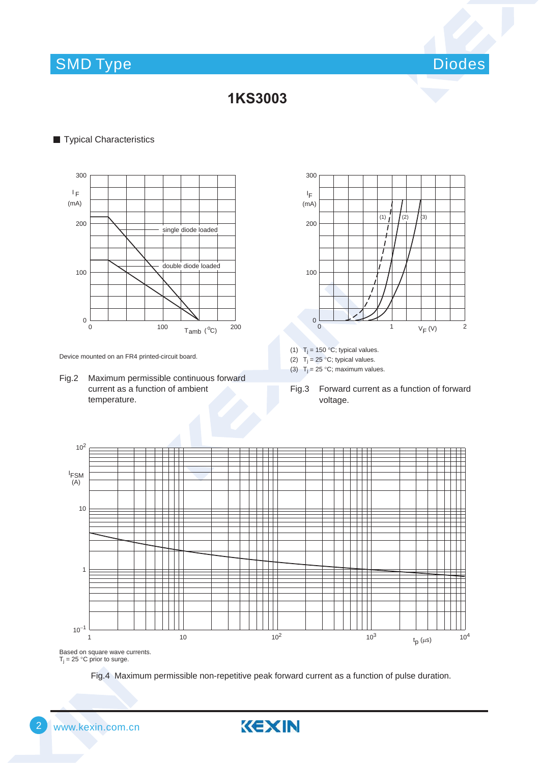# 1KS3003

## Typical Characteristics

Device mounted on an FR4 printed-circuit board.

Fig.2 Maximum permissible continuous forward current as a function of ambient temperature.

(1) $T_j$ = 150 °C; typical values.
(2) $T_j$ = 25 °C; typical values.
(3) $T_j$ = 25 °C; maximum values.

Fig.3 Forward current as a function of forward voltage.

Based on square wave currents.
$T_j$ = 25 °C prior to surge.

Fig.4 Maximum permissible non-repetitive peak forward current as a function of pulse duration.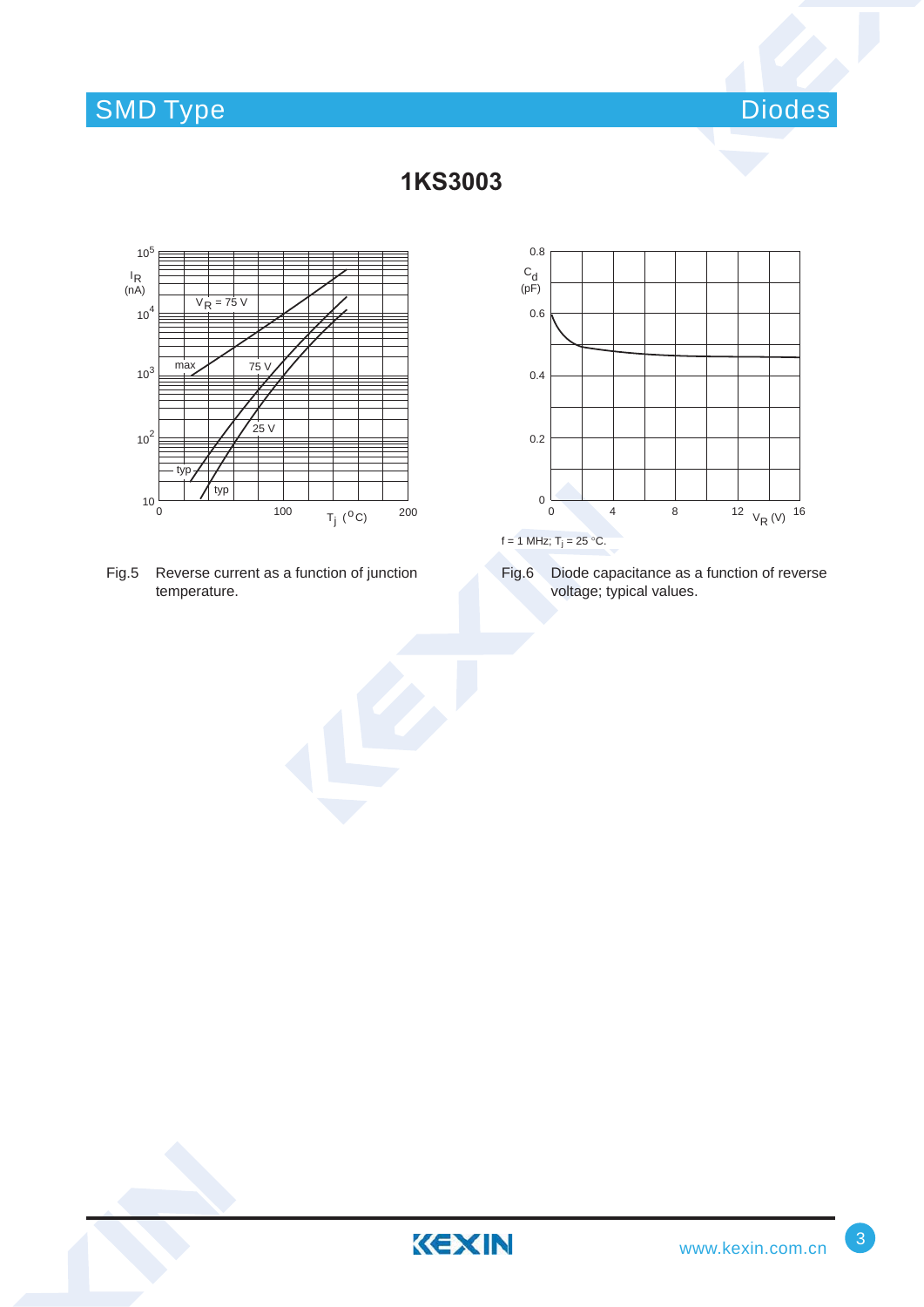# 1KS3003

$10^5$

$I_R$ (nA)

$10^4$

$V_R$ = 75 V

max

75 V

$10^3$

25 V

$10^2$

typ

typ

10

0

100

$T_j$ (°C)

200

Fig.5 Reverse current as a function of junction temperature.

0.8

$C_d$ (pF)

0.6

0.4

0.2

0

0

4

8

12

$V_R$ (V)

16

f = 1 MHz; $T_j$ = 25 °C.

Fig.6 Diode capacitance as a function of reverse voltage; typical values.